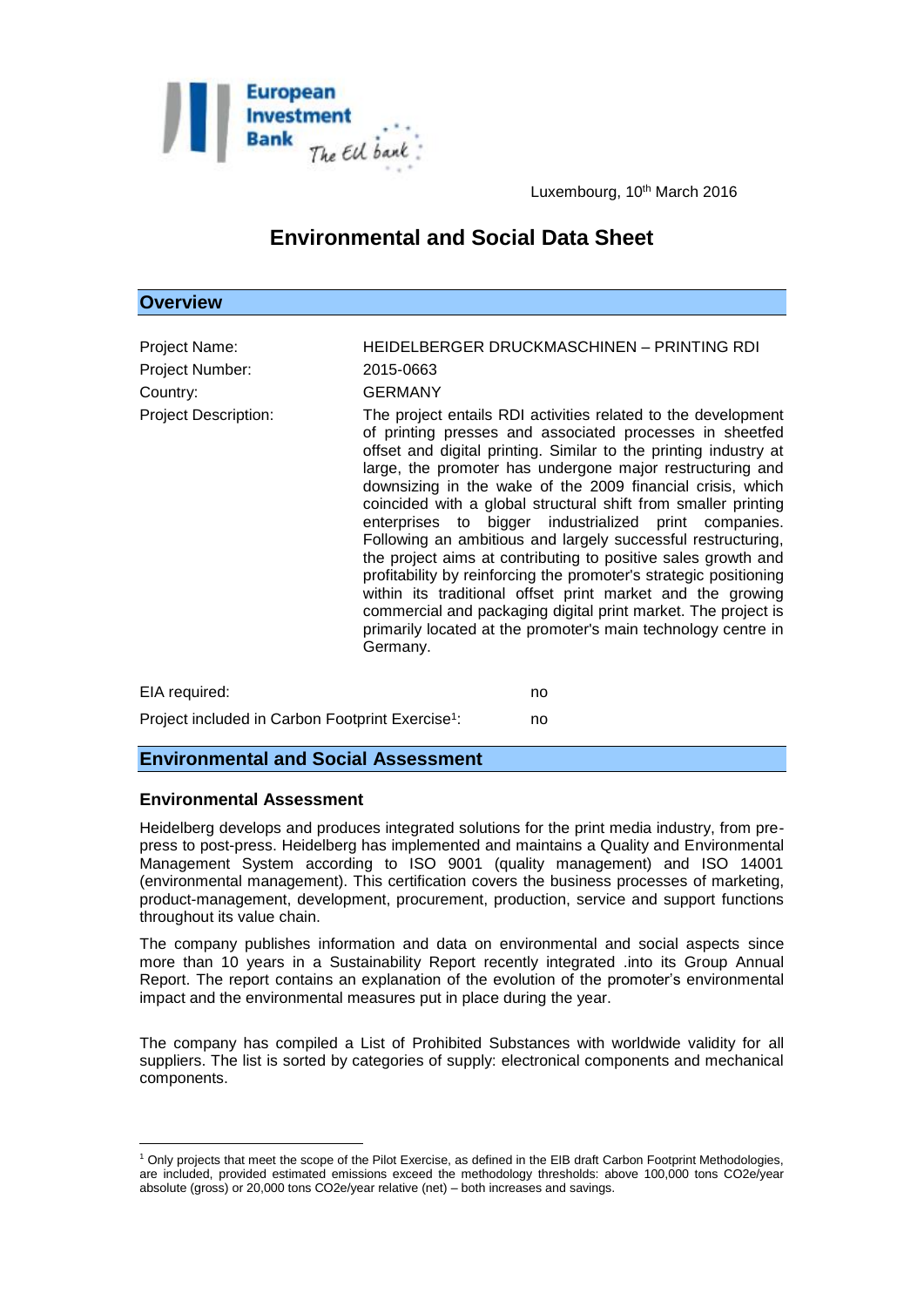Luxembourg, 10th March 2016

# Environmental and Social Data Sheet

## Overview

| | |
|---|---|
| Project Name: | HEIDELBERGER DRUCKMASCHINEN – PRINTING RDI |
| Project Number: | 2015-0663 |
| Country: | GERMANY |
| Project Description: | The project entails RDI activities related to the development of printing presses and associated processes in sheetfed offset and digital printing. Similar to the printing industry at large, the promoter has undergone major restructuring and downsizing in the wake of the 2009 financial crisis, which coincided with a global structural shift from smaller printing enterprises to bigger industrialized print companies. Following an ambitious and largely successful restructuring, the project aims at contributing to positive sales growth and profitability by reinforcing the promoter's strategic positioning within its traditional offset print market and the growing commercial and packaging digital print market. The project is primarily located at the promoter's main technology centre in Germany. |

EIA required: no

Project included in Carbon Footprint Exercise[1]: no

## Environmental and Social Assessment

### Environmental Assessment

Heidelberg develops and produces integrated solutions for the print media industry, from pre-press to post-press. Heidelberg has implemented and maintains a Quality and Environmental Management System according to ISO 9001 (quality management) and ISO 14001 (environmental management). This certification covers the business processes of marketing, product-management, development, procurement, production, service and support functions throughout its value chain.

The company publishes information and data on environmental and social aspects since more than 10 years in a Sustainability Report recently integrated .into its Group Annual Report. The report contains an explanation of the evolution of the promoter's environmental impact and the environmental measures put in place during the year.

The company has compiled a List of Prohibited Substances with worldwide validity for all suppliers. The list is sorted by categories of supply: electronical components and mechanical components.

---

[1] Only projects that meet the scope of the Pilot Exercise, as defined in the EIB draft Carbon Footprint Methodologies, are included, provided estimated emissions exceed the methodology thresholds: above 100,000 tons $CO_2e$/year absolute (gross) or 20,000 tons $CO_2e$/year relative (net) – both increases and savings.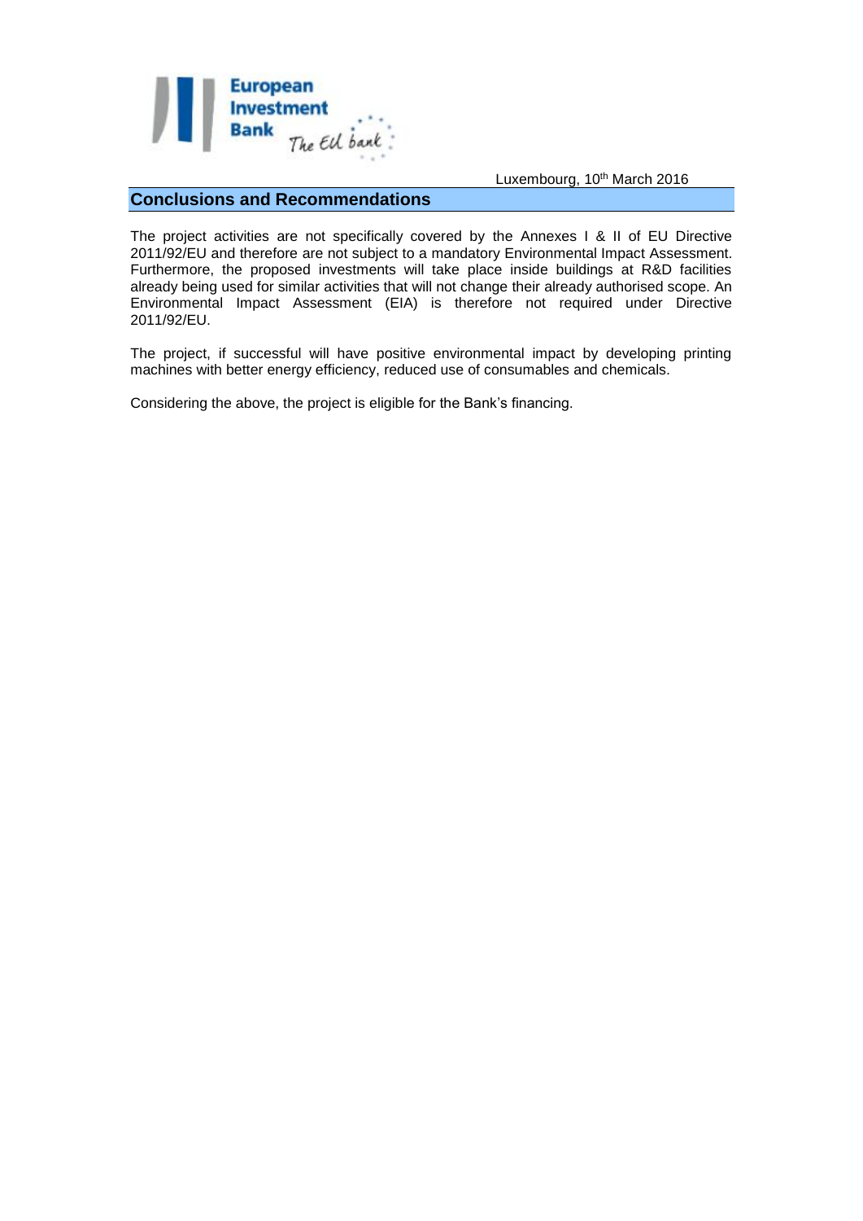Luxembourg, 10th March 2016

## Conclusions and Recommendations

The project activities are not specifically covered by the Annexes I & II of EU Directive 2011/92/EU and therefore are not subject to a mandatory Environmental Impact Assessment. Furthermore, the proposed investments will take place inside buildings at R&D facilities already being used for similar activities that will not change their already authorised scope. An Environmental Impact Assessment (EIA) is therefore not required under Directive 2011/92/EU.

The project, if successful will have positive environmental impact by developing printing machines with better energy efficiency, reduced use of consumables and chemicals.

Considering the above, the project is eligible for the Bank's financing.